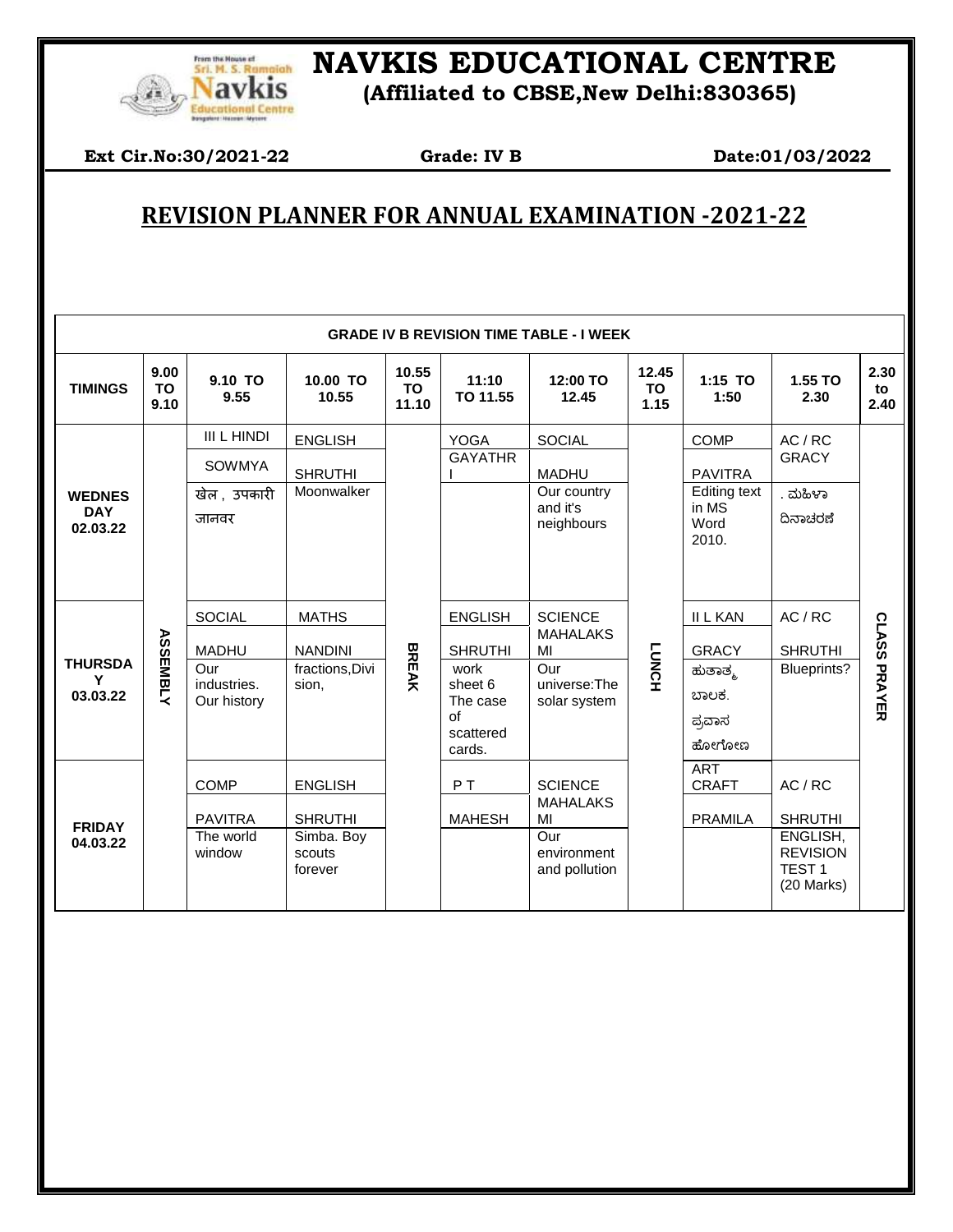# NAVKIS EDUCATIONAL CENTRE

**(Affiliated to CBSE,New Delhi:830365)**

**Ext Cir.No:30/2021-22** | **Grade: IV B** | **Date:01/03/2022**

## REVISION PLANNER FOR ANNUAL EXAMINATION -2021-22

| GRADE IV B REVISION TIME TABLE - I WEEK | | | | | | | | | | |
|---|---|---|---|---|---|---|---|---|---|---|
| **TIMINGS** | **9.00 TO 9.10** | **9.10 TO 9.55** | **10.00 TO 10.55** | **10.55 TO 11.10** | **11:10 TO 11.55** | **12:00 TO 12.45** | **12.45 TO 1.15** | **1:15 TO 1:50** | **1.55 TO 2.30** | **2.30 to 2.40** |
| **WEDNESDAY 02.03.22** | ASSEMBLY | III L HINDI<br>SOWMYA<br>खेल , उपकारी जानवर | ENGLISH<br>SHRUTHI<br>Moonwalker | BREAK | YOGA<br>GAYATHRI | SOCIAL<br>MADHU<br>Our country and it's neighbours | LUNCH | COMP<br>PAVITRA<br>Editing text in MS Word 2010. | AC / RC<br>GRACY<br>. ಮಹಿಳಾ ದಿನಾಚರಣೆ | CLASS PRAYER |
| **THURSDAY 03.03.22** | ASSEMBLY | SOCIAL<br>MADHU<br>Our industries. Our history | MATHS<br>NANDINI<br>fractions,Division, | BREAK | ENGLISH<br>SHRUTHI<br>work sheet 6 The case of scattered cards. | SCIENCE<br>MAHALAKSMI<br>Our universe:The solar system | LUNCH | II L KAN<br>GRACY<br>ಹುತಾತ್ಮ ಬಾಲಕ. ಪ್ರವಾಸ ಹೋಗೋಣ | AC / RC<br>SHRUTHI<br>Blueprints? | CLASS PRAYER |
| **FRIDAY 04.03.22** | ASSEMBLY | COMP<br>PAVITRA<br>The world window | ENGLISH<br>SHRUTHI<br>Simba. Boy scouts forever | BREAK | P T<br>MAHESH | SCIENCE<br>MAHALAKSMI<br>Our environment and pollution | LUNCH | ART CRAFT<br>PRAMILA | AC / RC<br>SHRUTHI<br>ENGLISH, REVISION TEST 1 (20 Marks) | CLASS PRAYER |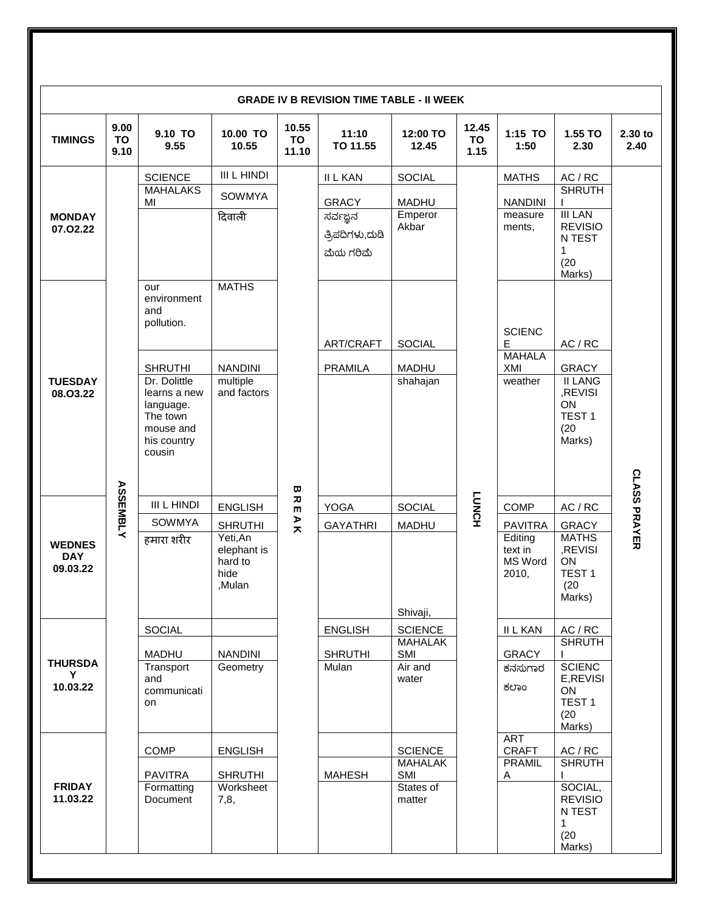## GRADE IV B REVISION TIME TABLE - II WEEK

| TIMINGS | 9.00 TO 9.10 | 9.10 TO 9.55 | 10.00 TO 10.55 | 10.55 TO 11.10 | 11:10 TO 11.55 | 12:00 TO 12.45 | 12.45 TO 1.15 | 1:15 TO 1:50 | 1.55 TO 2.30 | 2.30 to 2.40 |
|---|---|---|---|---|---|---|---|---|---|---|
| **MONDAY 07.O2.22** | ASSEMBLY | SCIENCE<br>MAHALAKSMI | III L HINDI<br>SOWMYA<br>दिवाली | BREAK | II L KAN<br>GRACY<br>ಸರ್ವಜ್ಞನ ತ್ರಿಪದಿಗಳು,ದುಡಿಮೆಯ ಗರಿಮೆ | SOCIAL<br>MADHU<br>Emperor Akbar | LUNCH | MATHS<br>NANDINI<br>measure ments, | AC / RC<br>SHRUTHI<br>III LAN REVISION TEST 1 (20 Marks) | CLASS PRAYER |
| **TUESDAY 08.O3.22** | ASSEMBLY | our environment and pollution.<br>SHRUTHI<br>Dr. Dolittle learns a new language. The town mouse and his country cousin | MATHS<br>NANDINI<br>multiple and factors | BREAK | ART/CRAFT<br>PRAMILA | SOCIAL<br>MADHU<br>shahajan | LUNCH | SCIENCE<br>MAHALAXMI<br>weather | AC / RC<br>GRACY<br>II LANG ,REVISION TEST 1 (20 Marks) | CLASS PRAYER |
| **WEDNESDAY 09.03.22** | ASSEMBLY | III L HINDI<br>SOWMYA<br>हमारा शरीर | ENGLISH<br>SHRUTHI<br>Yeti,An elephant is hard to hide ,Mulan | BREAK | YOGA<br>GAYATHRI | SOCIAL<br>MADHU<br>Shivaji, | LUNCH | COMP<br>PAVITRA<br>Editing text in MS Word 2010, | AC / RC<br>GRACY<br>MATHS ,REVISION TEST 1 (20 Marks) | CLASS PRAYER |
| **THURSDAY 10.03.22** | ASSEMBLY | SOCIAL<br>MADHU<br>Transport and communication | NANDINI<br>Geometry | BREAK | ENGLISH<br>SHRUTHI<br>Mulan | SCIENCE<br>MAHALAKSMI<br>Air and water | LUNCH | II L KAN<br>GRACY<br>ಕನಸುಗಾರ ಕಲಾಂ | AC / RC<br>SHRUTHI<br>SCIENCE,REVISION TEST 1 (20 Marks) | CLASS PRAYER |
| **FRIDAY 11.03.22** | ASSEMBLY | COMP<br>PAVITRA<br>Formatting Document | ENGLISH<br>SHRUTHI<br>Worksheet 7,8, | BREAK | MAHESH | SCIENCE<br>MAHALAKSMI<br>States of matter | LUNCH | ART CRAFT<br>PRAMILA | AC / RC<br>SHRUTHI<br>SOCIAL, REVISION TEST 1 (20 Marks) | CLASS PRAYER |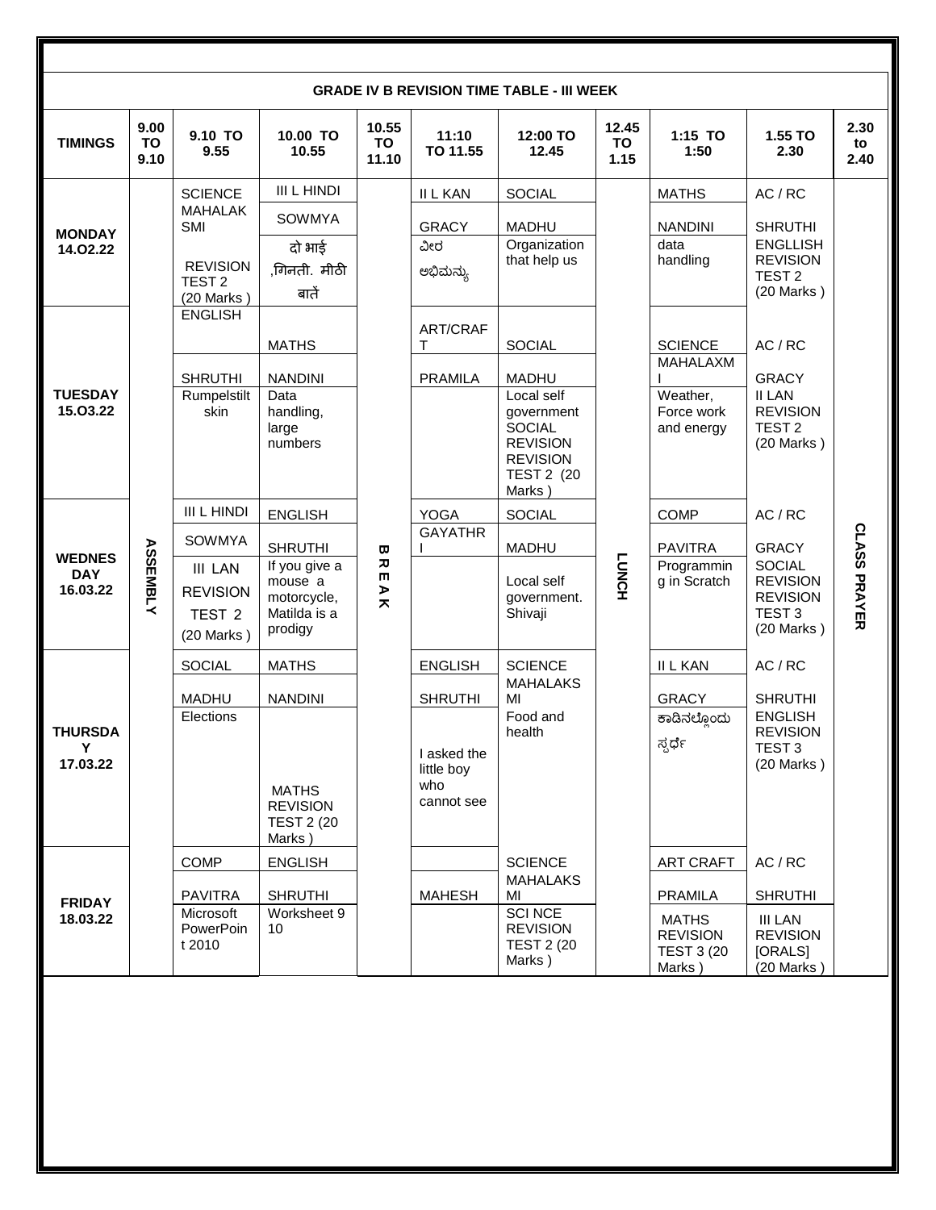**GRADE IV B REVISION TIME TABLE - III WEEK**

| TIMINGS | 9.00 TO 9.10 | 9.10 TO 9.55 | 10.00 TO 10.55 | 10.55 TO 11.10 | 11:10 TO 11.55 | 12:00 TO 12.45 | 12.45 TO 1.15 | 1:15 TO 1:50 | 1.55 TO 2.30 | 2.30 to 2.40 |
|---|---|---|---|---|---|---|---|---|---|---|
| **MONDAY 14.O2.22** | ASSEMBLY | SCIENCE<br>MAHALAKSMI<br>REVISION TEST 2 (20 Marks ) | III L HINDI<br>SOWMYA<br>दो भाई ,गिनती. मीठी बातें | BREAK | II L KAN<br>GRACY<br>ವೀರ ಅಭಿಮನ್ಯು | SOCIAL<br>MADHU<br>Organization that help us | LUNCH | MATHS<br>NANDINI<br>data handling | AC / RC<br>SHRUTHI<br>ENGLLISH REVISION TEST 2 (20 Marks ) | CLASS PRAYER |
| **TUESDAY 15.O3.22** | ASSEMBLY | ENGLISH<br>SHRUTHI<br>Rumpelstiltskin | MATHS<br>NANDINI<br>Data handling, large numbers | BREAK | ART/CRAFT<br>PRAMILA | SOCIAL<br>MADHU<br>Local self government SOCIAL REVISION REVISION TEST 2 (20 Marks ) | LUNCH | SCIENCE<br>MAHALAXMI<br>Weather, Force work and energy | AC / RC<br>GRACY<br>II LAN REVISION TEST 2 (20 Marks ) | CLASS PRAYER |
| **WEDNESDAY 16.03.22** | ASSEMBLY | III L HINDI<br>SOWMYA<br>III LAN REVISION TEST 2 (20 Marks ) | ENGLISH<br>SHRUTHI<br>If you give a mouse a motorcycle, Matilda is a prodigy | BREAK | YOGA<br>GAYATHRI | SOCIAL<br>MADHU<br>Local self government. Shivaji | LUNCH | COMP<br>PAVITRA<br>Programming in Scratch | AC / RC<br>GRACY<br>SOCIAL REVISION REVISION TEST 3 (20 Marks ) | CLASS PRAYER |
| **THURSDAY 17.03.22** | ASSEMBLY | SOCIAL<br>MADHU<br>Elections | MATHS<br>NANDINI<br>MATHS REVISION TEST 2 (20 Marks ) | BREAK | ENGLISH<br>SHRUTHI<br>I asked the little boy who cannot see | SCIENCE<br>MAHALAKSMI<br>Food and health | LUNCH | II L KAN<br>GRACY<br>ಕಾಡಿನಲ್ಲೊಂದು ಸ್ಪರ್ಧೆ | AC / RC<br>SHRUTHI<br>ENGLISH REVISION TEST 3 (20 Marks ) | CLASS PRAYER |
| **FRIDAY 18.03.22** | ASSEMBLY | COMP<br>PAVITRA<br>Microsoft PowerPoint 2010 | ENGLISH<br>SHRUTHI<br>Worksheet 9 10 | BREAK | MAHESH | SCIENCE<br>MAHALAKSMI<br>SCI NCE REVISION TEST 2 (20 Marks ) | LUNCH | ART CRAFT<br>PRAMILA<br>MATHS REVISION TEST 3 (20 Marks ) | AC / RC<br>SHRUTHI<br>III LAN REVISION [ORALS] (20 Marks ) | CLASS PRAYER |